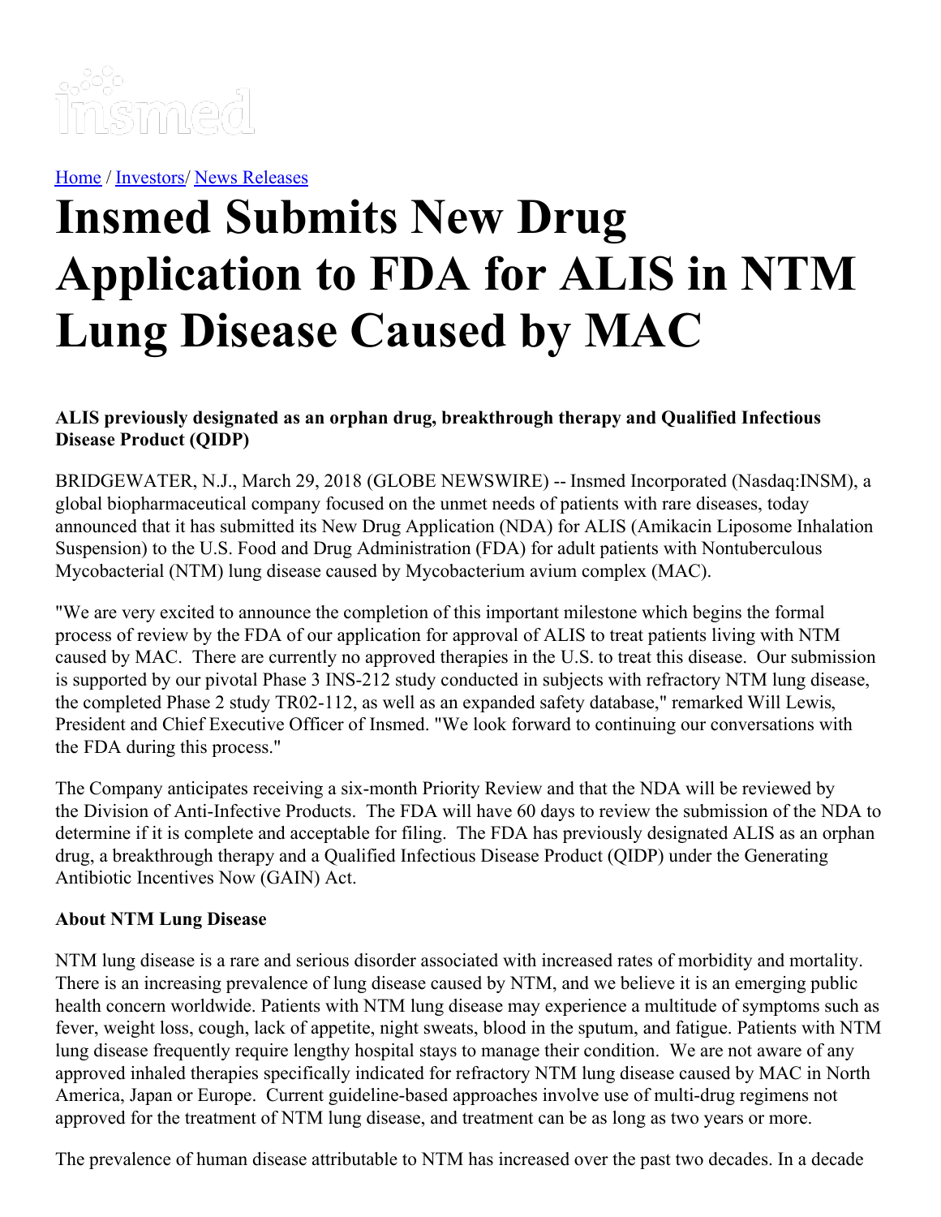Home / Investors/ News Releases

# Insmed Submits New Drug Application to FDA for ALIS in NTM Lung Disease Caused by MAC

**ALIS previously designated as an orphan drug, breakthrough therapy and Qualified Infectious Disease Product (QIDP)**

BRIDGEWATER, N.J., March 29, 2018 (GLOBE NEWSWIRE) -- Insmed Incorporated (Nasdaq:INSM), a global biopharmaceutical company focused on the unmet needs of patients with rare diseases, today announced that it has submitted its New Drug Application (NDA) for ALIS (Amikacin Liposome Inhalation Suspension) to the U.S. Food and Drug Administration (FDA) for adult patients with Nontuberculous Mycobacterial (NTM) lung disease caused by Mycobacterium avium complex (MAC).

"We are very excited to announce the completion of this important milestone which begins the formal process of review by the FDA of our application for approval of ALIS to treat patients living with NTM caused by MAC. There are currently no approved therapies in the U.S. to treat this disease. Our submission is supported by our pivotal Phase 3 INS-212 study conducted in subjects with refractory NTM lung disease, the completed Phase 2 study TR02-112, as well as an expanded safety database," remarked Will Lewis, President and Chief Executive Officer of Insmed. "We look forward to continuing our conversations with the FDA during this process."

The Company anticipates receiving a six-month Priority Review and that the NDA will be reviewed by the Division of Anti-Infective Products. The FDA will have 60 days to review the submission of the NDA to determine if it is complete and acceptable for filing. The FDA has previously designated ALIS as an orphan drug, a breakthrough therapy and a Qualified Infectious Disease Product (QIDP) under the Generating Antibiotic Incentives Now (GAIN) Act.

**About NTM Lung Disease**

NTM lung disease is a rare and serious disorder associated with increased rates of morbidity and mortality. There is an increasing prevalence of lung disease caused by NTM, and we believe it is an emerging public health concern worldwide. Patients with NTM lung disease may experience a multitude of symptoms such as fever, weight loss, cough, lack of appetite, night sweats, blood in the sputum, and fatigue. Patients with NTM lung disease frequently require lengthy hospital stays to manage their condition. We are not aware of any approved inhaled therapies specifically indicated for refractory NTM lung disease caused by MAC in North America, Japan or Europe. Current guideline-based approaches involve use of multi-drug regimens not approved for the treatment of NTM lung disease, and treatment can be as long as two years or more.

The prevalence of human disease attributable to NTM has increased over the past two decades. In a decade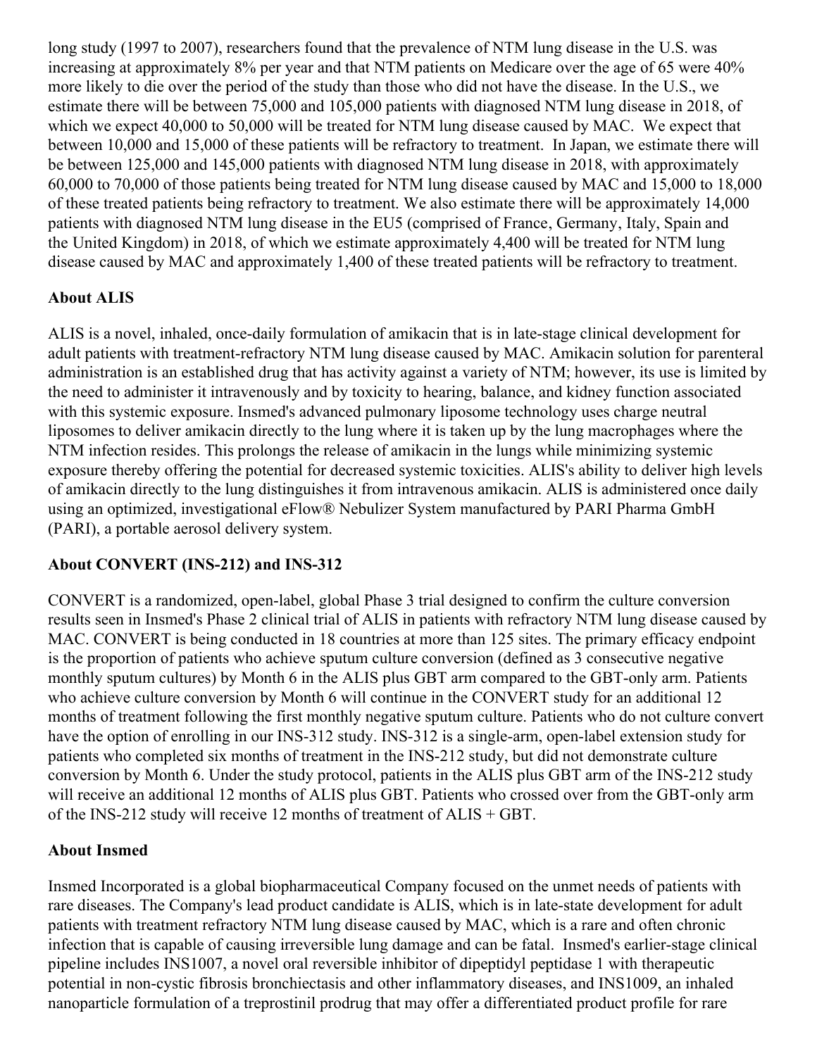long study (1997 to 2007), researchers found that the prevalence of NTM lung disease in the U.S. was increasing at approximately 8% per year and that NTM patients on Medicare over the age of 65 were 40% more likely to die over the period of the study than those who did not have the disease. In the U.S., we estimate there will be between 75,000 and 105,000 patients with diagnosed NTM lung disease in 2018, of which we expect 40,000 to 50,000 will be treated for NTM lung disease caused by MAC. We expect that between 10,000 and 15,000 of these patients will be refractory to treatment. In Japan, we estimate there will be between 125,000 and 145,000 patients with diagnosed NTM lung disease in 2018, with approximately 60,000 to 70,000 of those patients being treated for NTM lung disease caused by MAC and 15,000 to 18,000 of these treated patients being refractory to treatment. We also estimate there will be approximately 14,000 patients with diagnosed NTM lung disease in the EU5 (comprised of France, Germany, Italy, Spain and the United Kingdom) in 2018, of which we estimate approximately 4,400 will be treated for NTM lung disease caused by MAC and approximately 1,400 of these treated patients will be refractory to treatment.

**About ALIS**

ALIS is a novel, inhaled, once-daily formulation of amikacin that is in late-stage clinical development for adult patients with treatment-refractory NTM lung disease caused by MAC. Amikacin solution for parenteral administration is an established drug that has activity against a variety of NTM; however, its use is limited by the need to administer it intravenously and by toxicity to hearing, balance, and kidney function associated with this systemic exposure. Insmed's advanced pulmonary liposome technology uses charge neutral liposomes to deliver amikacin directly to the lung where it is taken up by the lung macrophages where the NTM infection resides. This prolongs the release of amikacin in the lungs while minimizing systemic exposure thereby offering the potential for decreased systemic toxicities. ALIS's ability to deliver high levels of amikacin directly to the lung distinguishes it from intravenous amikacin. ALIS is administered once daily using an optimized, investigational eFlow® Nebulizer System manufactured by PARI Pharma GmbH (PARI), a portable aerosol delivery system.

**About CONVERT (INS-212) and INS-312**

CONVERT is a randomized, open-label, global Phase 3 trial designed to confirm the culture conversion results seen in Insmed's Phase 2 clinical trial of ALIS in patients with refractory NTM lung disease caused by MAC. CONVERT is being conducted in 18 countries at more than 125 sites. The primary efficacy endpoint is the proportion of patients who achieve sputum culture conversion (defined as 3 consecutive negative monthly sputum cultures) by Month 6 in the ALIS plus GBT arm compared to the GBT-only arm. Patients who achieve culture conversion by Month 6 will continue in the CONVERT study for an additional 12 months of treatment following the first monthly negative sputum culture. Patients who do not culture convert have the option of enrolling in our INS-312 study. INS-312 is a single-arm, open-label extension study for patients who completed six months of treatment in the INS-212 study, but did not demonstrate culture conversion by Month 6. Under the study protocol, patients in the ALIS plus GBT arm of the INS-212 study will receive an additional 12 months of ALIS plus GBT. Patients who crossed over from the GBT-only arm of the INS-212 study will receive 12 months of treatment of ALIS + GBT.

**About Insmed**

Insmed Incorporated is a global biopharmaceutical Company focused on the unmet needs of patients with rare diseases. The Company's lead product candidate is ALIS, which is in late-state development for adult patients with treatment refractory NTM lung disease caused by MAC, which is a rare and often chronic infection that is capable of causing irreversible lung damage and can be fatal. Insmed's earlier-stage clinical pipeline includes INS1007, a novel oral reversible inhibitor of dipeptidyl peptidase 1 with therapeutic potential in non-cystic fibrosis bronchiectasis and other inflammatory diseases, and INS1009, an inhaled nanoparticle formulation of a treprostinil prodrug that may offer a differentiated product profile for rare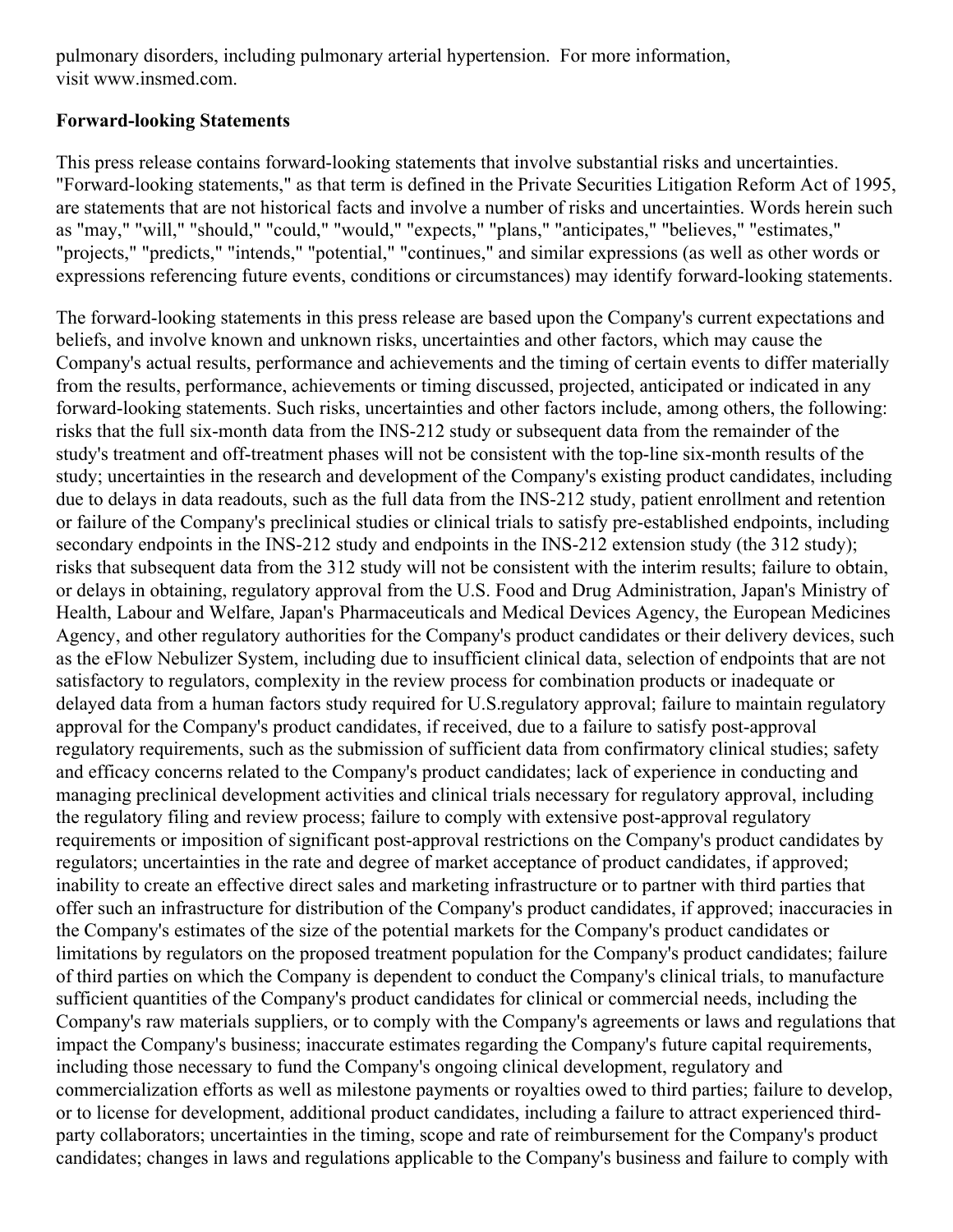pulmonary disorders, including pulmonary arterial hypertension. For more information, visit www.insmed.com.

**Forward-looking Statements**

This press release contains forward-looking statements that involve substantial risks and uncertainties. "Forward-looking statements," as that term is defined in the Private Securities Litigation Reform Act of 1995, are statements that are not historical facts and involve a number of risks and uncertainties. Words herein such as "may," "will," "should," "could," "would," "expects," "plans," "anticipates," "believes," "estimates," "projects," "predicts," "intends," "potential," "continues," and similar expressions (as well as other words or expressions referencing future events, conditions or circumstances) may identify forward-looking statements.

The forward-looking statements in this press release are based upon the Company's current expectations and beliefs, and involve known and unknown risks, uncertainties and other factors, which may cause the Company's actual results, performance and achievements and the timing of certain events to differ materially from the results, performance, achievements or timing discussed, projected, anticipated or indicated in any forward-looking statements. Such risks, uncertainties and other factors include, among others, the following: risks that the full six-month data from the INS-212 study or subsequent data from the remainder of the study's treatment and off-treatment phases will not be consistent with the top-line six-month results of the study; uncertainties in the research and development of the Company's existing product candidates, including due to delays in data readouts, such as the full data from the INS-212 study, patient enrollment and retention or failure of the Company's preclinical studies or clinical trials to satisfy pre-established endpoints, including secondary endpoints in the INS-212 study and endpoints in the INS-212 extension study (the 312 study); risks that subsequent data from the 312 study will not be consistent with the interim results; failure to obtain, or delays in obtaining, regulatory approval from the U.S. Food and Drug Administration, Japan's Ministry of Health, Labour and Welfare, Japan's Pharmaceuticals and Medical Devices Agency, the European Medicines Agency, and other regulatory authorities for the Company's product candidates or their delivery devices, such as the eFlow Nebulizer System, including due to insufficient clinical data, selection of endpoints that are not satisfactory to regulators, complexity in the review process for combination products or inadequate or delayed data from a human factors study required for U.S.regulatory approval; failure to maintain regulatory approval for the Company's product candidates, if received, due to a failure to satisfy post-approval regulatory requirements, such as the submission of sufficient data from confirmatory clinical studies; safety and efficacy concerns related to the Company's product candidates; lack of experience in conducting and managing preclinical development activities and clinical trials necessary for regulatory approval, including the regulatory filing and review process; failure to comply with extensive post-approval regulatory requirements or imposition of significant post-approval restrictions on the Company's product candidates by regulators; uncertainties in the rate and degree of market acceptance of product candidates, if approved; inability to create an effective direct sales and marketing infrastructure or to partner with third parties that offer such an infrastructure for distribution of the Company's product candidates, if approved; inaccuracies in the Company's estimates of the size of the potential markets for the Company's product candidates or limitations by regulators on the proposed treatment population for the Company's product candidates; failure of third parties on which the Company is dependent to conduct the Company's clinical trials, to manufacture sufficient quantities of the Company's product candidates for clinical or commercial needs, including the Company's raw materials suppliers, or to comply with the Company's agreements or laws and regulations that impact the Company's business; inaccurate estimates regarding the Company's future capital requirements, including those necessary to fund the Company's ongoing clinical development, regulatory and commercialization efforts as well as milestone payments or royalties owed to third parties; failure to develop, or to license for development, additional product candidates, including a failure to attract experienced third-party collaborators; uncertainties in the timing, scope and rate of reimbursement for the Company's product candidates; changes in laws and regulations applicable to the Company's business and failure to comply with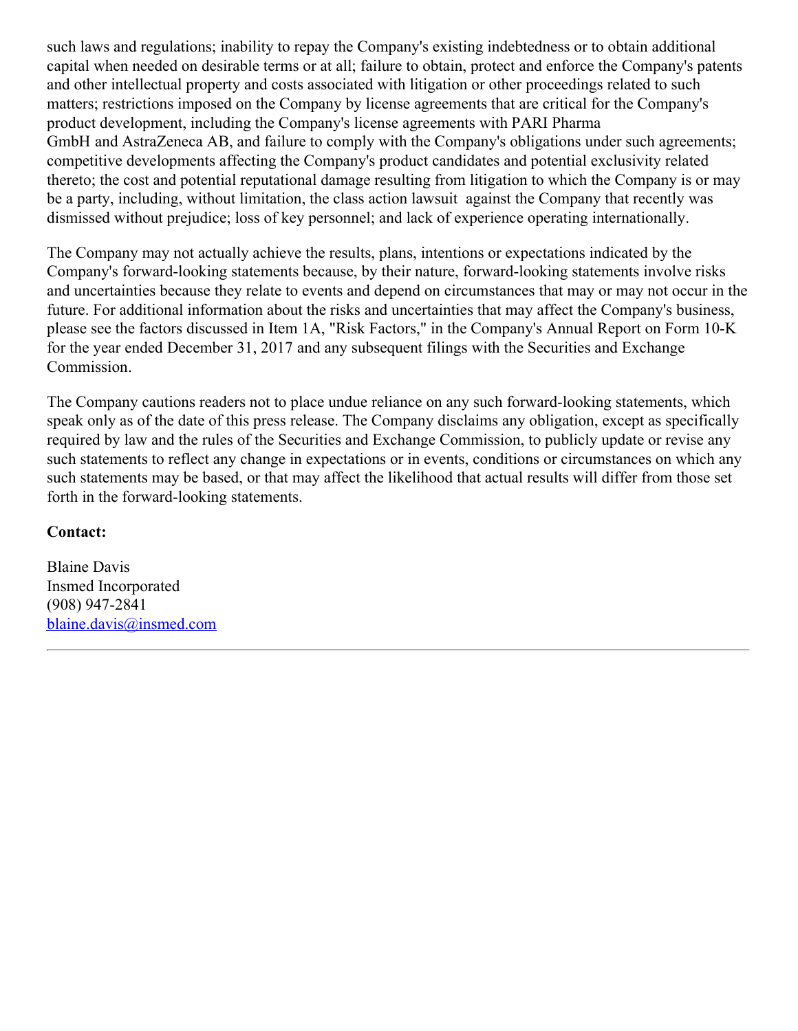such laws and regulations; inability to repay the Company's existing indebtedness or to obtain additional capital when needed on desirable terms or at all; failure to obtain, protect and enforce the Company's patents and other intellectual property and costs associated with litigation or other proceedings related to such matters; restrictions imposed on the Company by license agreements that are critical for the Company's product development, including the Company's license agreements with PARI Pharma GmbH and AstraZeneca AB, and failure to comply with the Company's obligations under such agreements; competitive developments affecting the Company's product candidates and potential exclusivity related thereto; the cost and potential reputational damage resulting from litigation to which the Company is or may be a party, including, without limitation, the class action lawsuit against the Company that recently was dismissed without prejudice; loss of key personnel; and lack of experience operating internationally.

The Company may not actually achieve the results, plans, intentions or expectations indicated by the Company's forward-looking statements because, by their nature, forward-looking statements involve risks and uncertainties because they relate to events and depend on circumstances that may or may not occur in the future. For additional information about the risks and uncertainties that may affect the Company's business, please see the factors discussed in Item 1A, "Risk Factors," in the Company's Annual Report on Form 10-K for the year ended December 31, 2017 and any subsequent filings with the Securities and Exchange Commission.

The Company cautions readers not to place undue reliance on any such forward-looking statements, which speak only as of the date of this press release. The Company disclaims any obligation, except as specifically required by law and the rules of the Securities and Exchange Commission, to publicly update or revise any such statements to reflect any change in expectations or in events, conditions or circumstances on which any such statements may be based, or that may affect the likelihood that actual results will differ from those set forth in the forward-looking statements.

**Contact:**

Blaine Davis
Insmed Incorporated
(908) 947-2841
blaine.davis@insmed.com